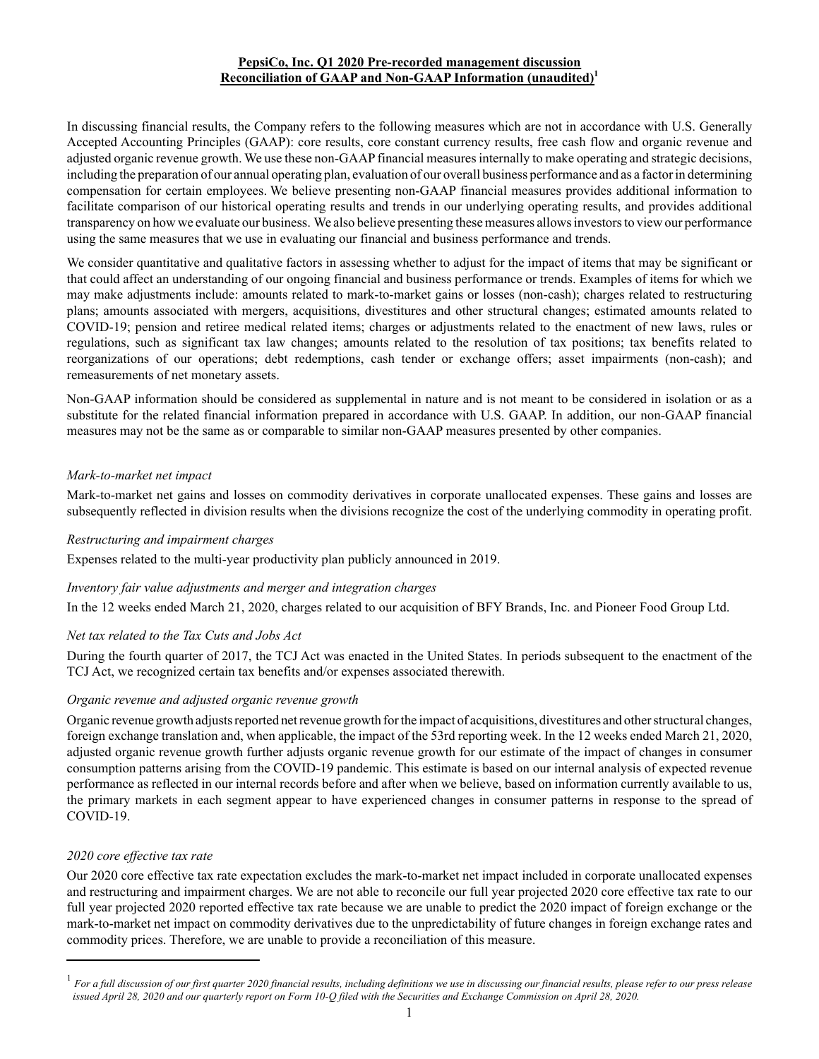# PepsiCo, Inc. Q1 2020 Pre-recorded management discussion
# Reconciliation of GAAP and Non-GAAP Information (unaudited)[1]

In discussing financial results, the Company refers to the following measures which are not in accordance with U.S. Generally Accepted Accounting Principles (GAAP): core results, core constant currency results, free cash flow and organic revenue and adjusted organic revenue growth. We use these non-GAAP financial measures internally to make operating and strategic decisions, including the preparation of our annual operating plan, evaluation of our overall business performance and as a factor in determining compensation for certain employees. We believe presenting non-GAAP financial measures provides additional information to facilitate comparison of our historical operating results and trends in our underlying operating results, and provides additional transparency on how we evaluate our business. We also believe presenting these measures allows investors to view our performance using the same measures that we use in evaluating our financial and business performance and trends.

We consider quantitative and qualitative factors in assessing whether to adjust for the impact of items that may be significant or that could affect an understanding of our ongoing financial and business performance or trends. Examples of items for which we may make adjustments include: amounts related to mark-to-market gains or losses (non-cash); charges related to restructuring plans; amounts associated with mergers, acquisitions, divestitures and other structural changes; estimated amounts related to COVID-19; pension and retiree medical related items; charges or adjustments related to the enactment of new laws, rules or regulations, such as significant tax law changes; amounts related to the resolution of tax positions; tax benefits related to reorganizations of our operations; debt redemptions, cash tender or exchange offers; asset impairments (non-cash); and remeasurements of net monetary assets.

Non-GAAP information should be considered as supplemental in nature and is not meant to be considered in isolation or as a substitute for the related financial information prepared in accordance with U.S. GAAP. In addition, our non-GAAP financial measures may not be the same as or comparable to similar non-GAAP measures presented by other companies.

*Mark-to-market net impact*

Mark-to-market net gains and losses on commodity derivatives in corporate unallocated expenses. These gains and losses are subsequently reflected in division results when the divisions recognize the cost of the underlying commodity in operating profit.

*Restructuring and impairment charges*

Expenses related to the multi-year productivity plan publicly announced in 2019.

*Inventory fair value adjustments and merger and integration charges*

In the 12 weeks ended March 21, 2020, charges related to our acquisition of BFY Brands, Inc. and Pioneer Food Group Ltd.

*Net tax related to the Tax Cuts and Jobs Act*

During the fourth quarter of 2017, the TCJ Act was enacted in the United States. In periods subsequent to the enactment of the TCJ Act, we recognized certain tax benefits and/or expenses associated therewith.

*Organic revenue and adjusted organic revenue growth*

Organic revenue growth adjusts reported net revenue growth for the impact of acquisitions, divestitures and other structural changes, foreign exchange translation and, when applicable, the impact of the 53rd reporting week. In the 12 weeks ended March 21, 2020, adjusted organic revenue growth further adjusts organic revenue growth for our estimate of the impact of changes in consumer consumption patterns arising from the COVID-19 pandemic. This estimate is based on our internal analysis of expected revenue performance as reflected in our internal records before and after when we believe, based on information currently available to us, the primary markets in each segment appear to have experienced changes in consumer patterns in response to the spread of COVID-19.

*2020 core effective tax rate*

Our 2020 core effective tax rate expectation excludes the mark-to-market net impact included in corporate unallocated expenses and restructuring and impairment charges. We are not able to reconcile our full year projected 2020 core effective tax rate to our full year projected 2020 reported effective tax rate because we are unable to predict the 2020 impact of foreign exchange or the mark-to-market net impact on commodity derivatives due to the unpredictability of future changes in foreign exchange rates and commodity prices. Therefore, we are unable to provide a reconciliation of this measure.

---

[1] *For a full discussion of our first quarter 2020 financial results, including definitions we use in discussing our financial results, please refer to our press release issued April 28, 2020 and our quarterly report on Form 10-Q filed with the Securities and Exchange Commission on April 28, 2020.*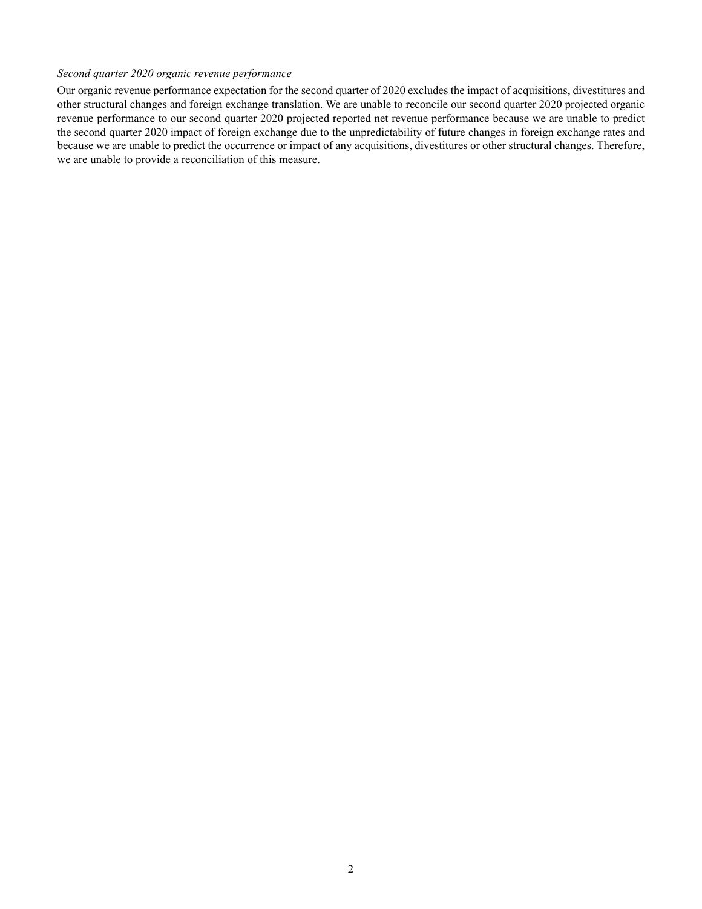*Second quarter 2020 organic revenue performance*

Our organic revenue performance expectation for the second quarter of 2020 excludes the impact of acquisitions, divestitures and other structural changes and foreign exchange translation. We are unable to reconcile our second quarter 2020 projected organic revenue performance to our second quarter 2020 projected reported net revenue performance because we are unable to predict the second quarter 2020 impact of foreign exchange due to the unpredictability of future changes in foreign exchange rates and because we are unable to predict the occurrence or impact of any acquisitions, divestitures or other structural changes. Therefore, we are unable to provide a reconciliation of this measure.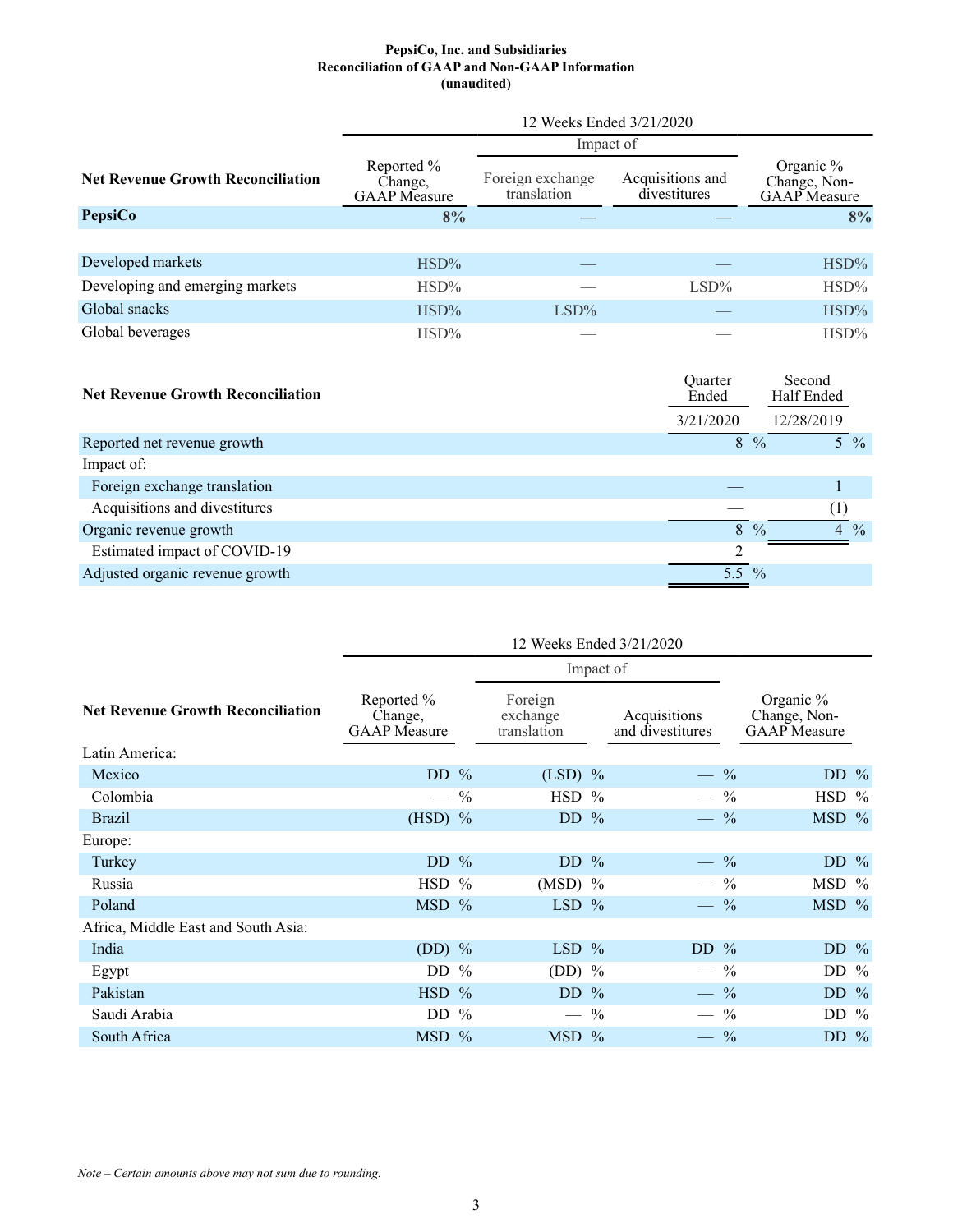**PepsiCo, Inc. and Subsidiaries**
**Reconciliation of GAAP and Non-GAAP Information**
**(unaudited)**

| | 12 Weeks Ended 3/21/2020 | | | |
|---|---|---|---|---|
| | | Impact of | | |
| **Net Revenue Growth Reconciliation** | Reported % Change, GAAP Measure | Foreign exchange translation | Acquisitions and divestitures | Organic % Change, Non-GAAP Measure |
| **PepsiCo** | **8%** | **—** | **—** | **8%** |
| | | | | |
| Developed markets | HSD% | — | — | HSD% |
| Developing and emerging markets | HSD% | — | LSD% | HSD% |
| Global snacks | HSD% | LSD% | — | HSD% |
| Global beverages | HSD% | — | — | HSD% |

| **Net Revenue Growth Reconciliation** | Quarter Ended 3/21/2020 | Second Half Ended 12/28/2019 |
|---|---|---|
| Reported net revenue growth | 8 % | 5 % |
| Impact of: | | |
| Foreign exchange translation | — | 1 |
| Acquisitions and divestitures | — | (1) |
| Organic revenue growth | 8 % | 4 % |
| Estimated impact of COVID-19 | 2 | |
| Adjusted organic revenue growth | 5.5 % | |

| | 12 Weeks Ended 3/21/2020 | | | |
|---|---|---|---|---|
| | | Impact of | | |
| **Net Revenue Growth Reconciliation** | Reported % Change, GAAP Measure | Foreign exchange translation | Acquisitions and divestitures | Organic % Change, Non-GAAP Measure |
| Latin America: | | | | |
| Mexico | DD % | (LSD) % | — % | DD % |
| Colombia | — % | HSD % | — % | HSD % |
| Brazil | (HSD) % | DD % | — % | MSD % |
| Europe: | | | | |
| Turkey | DD % | DD % | — % | DD % |
| Russia | HSD % | (MSD) % | — % | MSD % |
| Poland | MSD % | LSD % | — % | MSD % |
| Africa, Middle East and South Asia: | | | | |
| India | (DD) % | LSD % | DD % | DD % |
| Egypt | DD % | (DD) % | — % | DD % |
| Pakistan | HSD % | DD % | — % | DD % |
| Saudi Arabia | DD % | — % | — % | DD % |
| South Africa | MSD % | MSD % | — % | DD % |

*Note – Certain amounts above may not sum due to rounding.*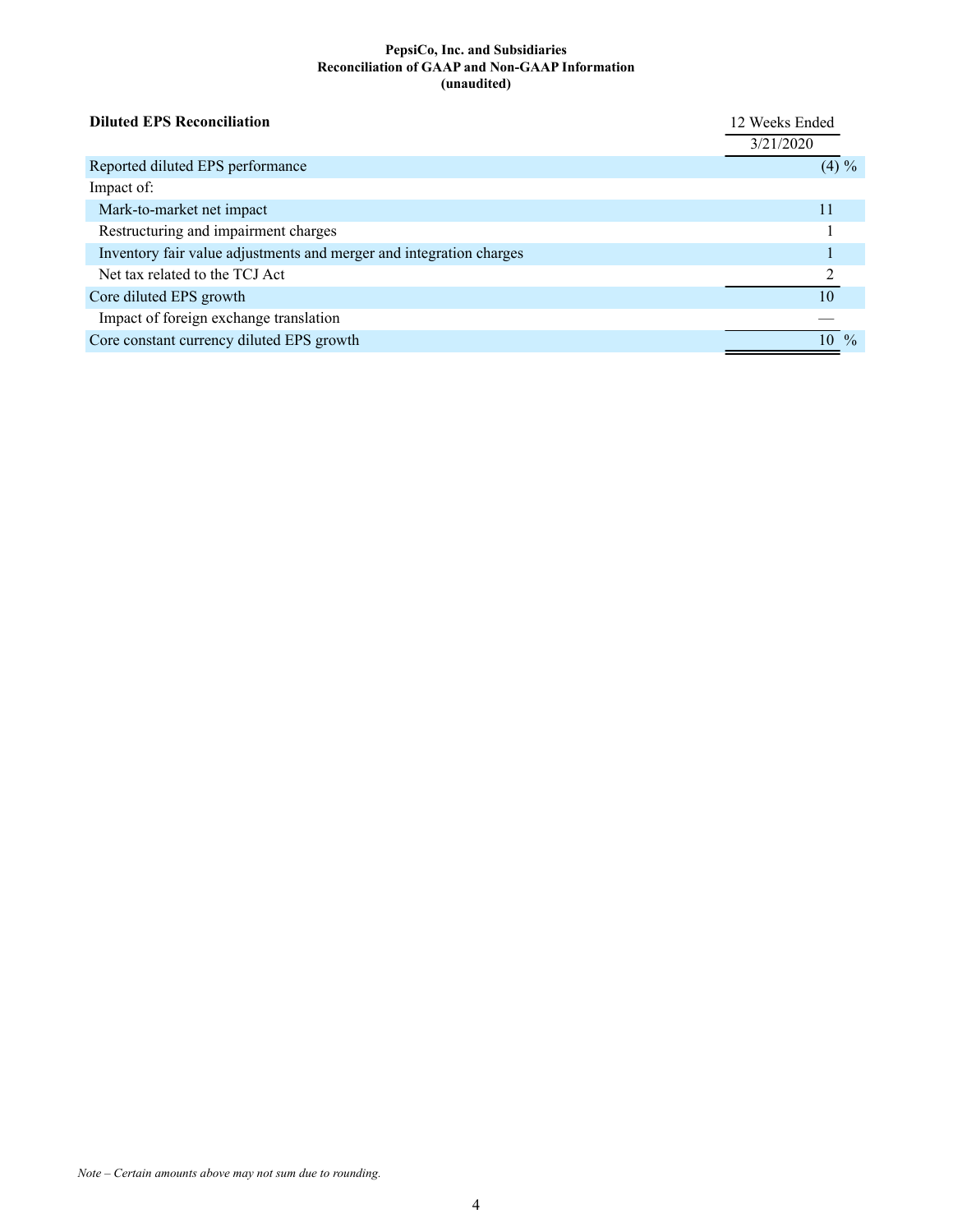**PepsiCo, Inc. and Subsidiaries**
**Reconciliation of GAAP and Non-GAAP Information**
**(unaudited)**

| **Diluted EPS Reconciliation** | 12 Weeks Ended 3/21/2020 |
|---|---|
| Reported diluted EPS performance | (4) % |
| Impact of: | |
| Mark-to-market net impact | 11 |
| Restructuring and impairment charges | 1 |
| Inventory fair value adjustments and merger and integration charges | 1 |
| Net tax related to the TCJ Act | 2 |
| Core diluted EPS growth | 10 |
| Impact of foreign exchange translation | — |
| Core constant currency diluted EPS growth | 10 % |

*Note – Certain amounts above may not sum due to rounding.*